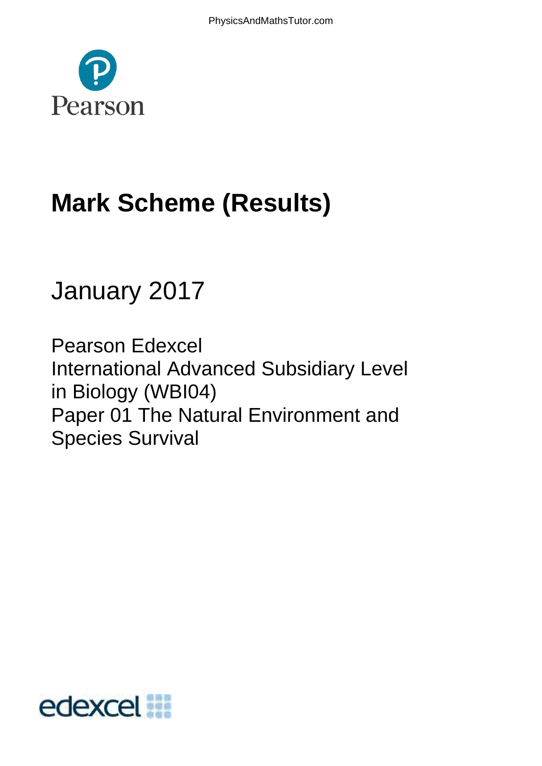# Mark Scheme (Results)

January 2017

Pearson Edexcel
International Advanced Subsidiary Level
in Biology (WBI04)
Paper 01 The Natural Environment and
Species Survival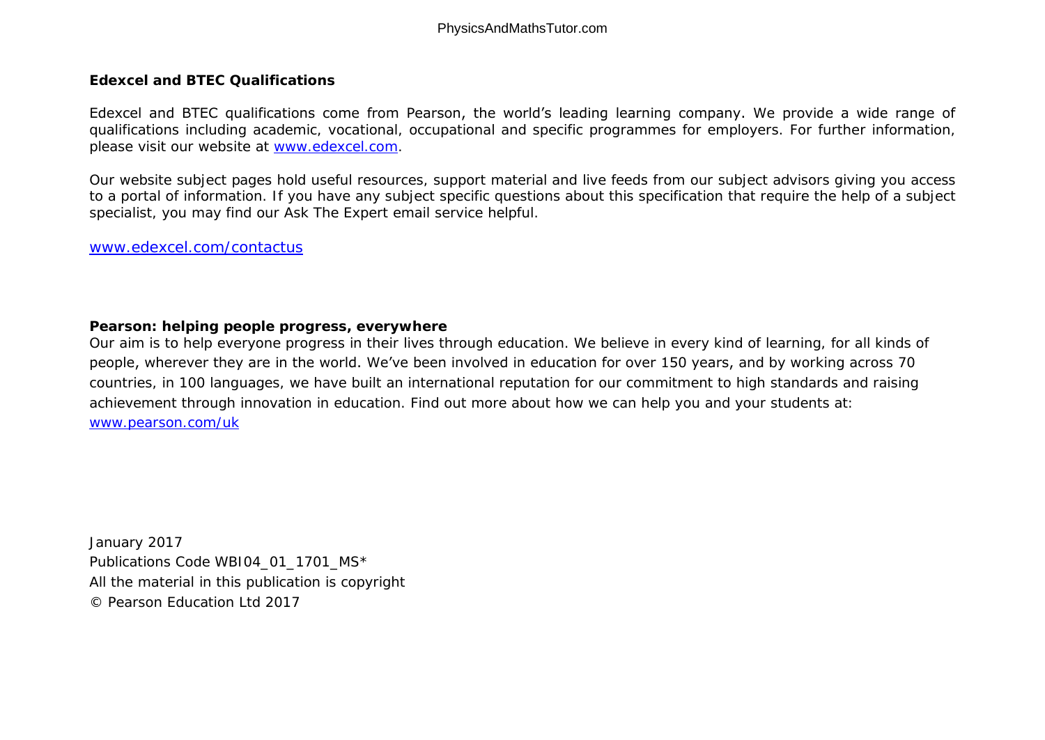**Edexcel and BTEC Qualifications**

Edexcel and BTEC qualifications come from Pearson, the world's leading learning company. We provide a wide range of qualifications including academic, vocational, occupational and specific programmes for employers. For further information, please visit our website at www.edexcel.com.

Our website subject pages hold useful resources, support material and live feeds from our subject advisors giving you access to a portal of information. If you have any subject specific questions about this specification that require the help of a subject specialist, you may find our Ask The Expert email service helpful.

www.edexcel.com/contactus

**Pearson: helping people progress, everywhere**

Our aim is to help everyone progress in their lives through education. We believe in every kind of learning, for all kinds of people, wherever they are in the world. We've been involved in education for over 150 years, and by working across 70 countries, in 100 languages, we have built an international reputation for our commitment to high standards and raising achievement through innovation in education. Find out more about how we can help you and your students at: www.pearson.com/uk

January 2017
Publications Code WBI04_01_1701_MS*
All the material in this publication is copyright
© Pearson Education Ltd 2017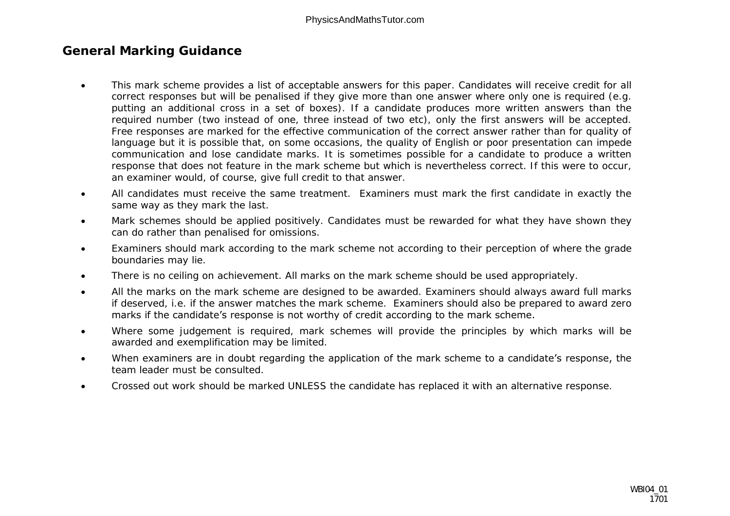## General Marking Guidance

- This mark scheme provides a list of acceptable answers for this paper. Candidates will receive credit for all correct responses but will be penalised if they give more than one answer where only one is required (e.g. putting an additional cross in a set of boxes). If a candidate produces more written answers than the required number (two instead of one, three instead of two etc), only the first answers will be accepted. Free responses are marked for the effective communication of the correct answer rather than for quality of language but it is possible that, on some occasions, the quality of English or poor presentation can impede communication and lose candidate marks. It is sometimes possible for a candidate to produce a written response that does not feature in the mark scheme but which is nevertheless correct. If this were to occur, an examiner would, of course, give full credit to that answer.
- All candidates must receive the same treatment. Examiners must mark the first candidate in exactly the same way as they mark the last.
- Mark schemes should be applied positively. Candidates must be rewarded for what they have shown they can do rather than penalised for omissions.
- Examiners should mark according to the mark scheme not according to their perception of where the grade boundaries may lie.
- There is no ceiling on achievement. All marks on the mark scheme should be used appropriately.
- All the marks on the mark scheme are designed to be awarded. Examiners should always award full marks if deserved, i.e. if the answer matches the mark scheme. Examiners should also be prepared to award zero marks if the candidate's response is not worthy of credit according to the mark scheme.
- Where some judgement is required, mark schemes will provide the principles by which marks will be awarded and exemplification may be limited.
- When examiners are in doubt regarding the application of the mark scheme to a candidate's response, the team leader must be consulted.
- Crossed out work should be marked UNLESS the candidate has replaced it with an alternative response.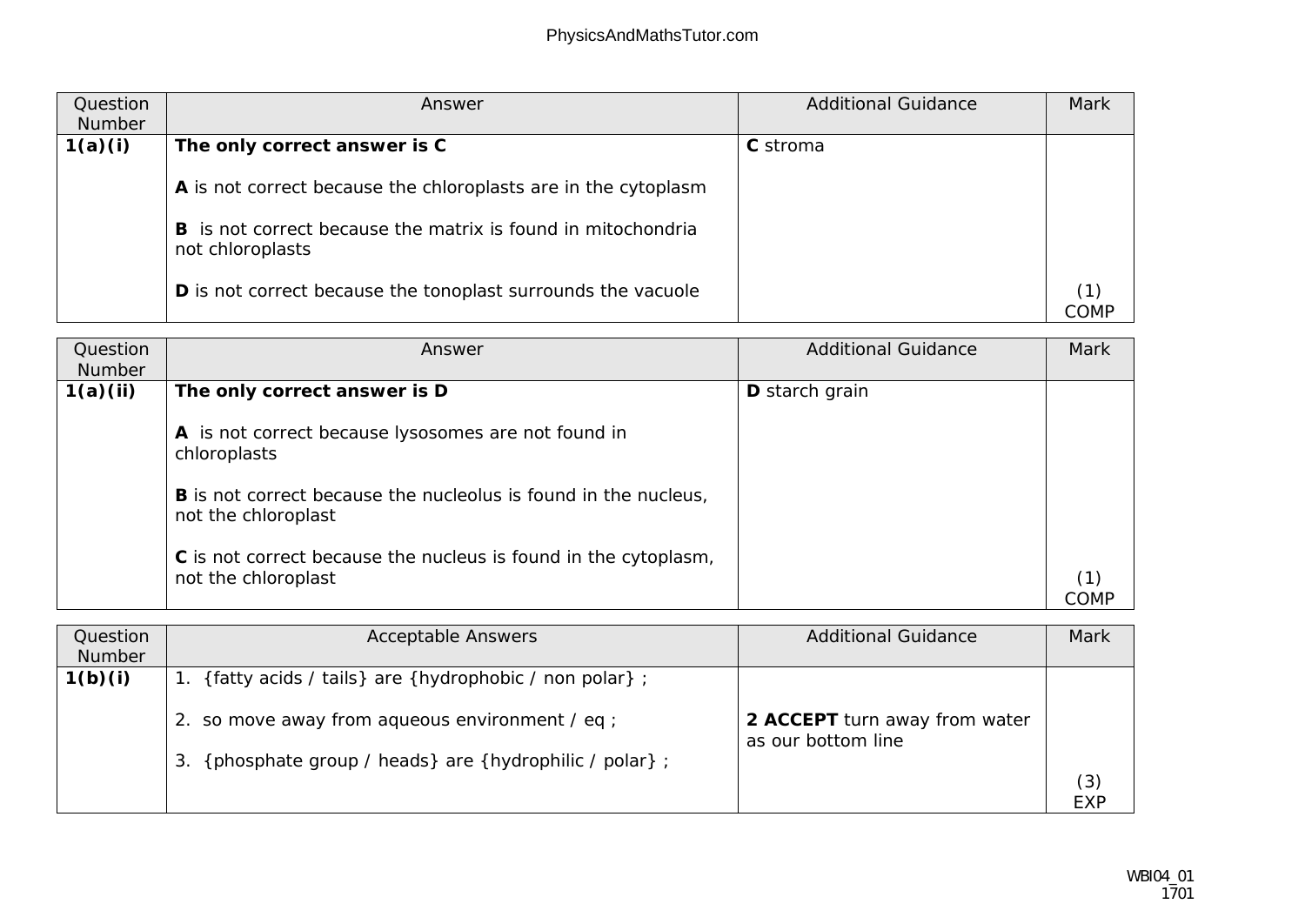| Question Number | Answer | Additional Guidance | Mark |
|---|---|---|---|
| **1(a)(i)** | **The only correct answer is C**<br><br>**A** is not correct because the chloroplasts are in the cytoplasm<br><br>**B** is not correct because the matrix is found in mitochondria not chloroplasts<br><br>**D** is not correct because the tonoplast surrounds the vacuole | **C** stroma | (1)<br>COMP |

| Question Number | Answer | Additional Guidance | Mark |
|---|---|---|---|
| **1(a)(ii)** | **The only correct answer is D**<br><br>**A** is not correct because lysosomes are not found in chloroplasts<br><br>**B** is not correct because the nucleolus is found in the nucleus, not the chloroplast<br><br>**C** is not correct because the nucleus is found in the cytoplasm, not the chloroplast | **D** starch grain | (1)<br>COMP |

| Question Number | Acceptable Answers | Additional Guidance | Mark |
|---|---|---|---|
| **1(b)(i)** | 1. {fatty acids / tails} are {hydrophobic / non polar} ;<br><br>2. so move away from aqueous environment / eq ;<br><br>3. {phosphate group / heads} are {hydrophilic / polar} ; | **2 ACCEPT** turn away from water as our bottom line | (3)<br>EXP |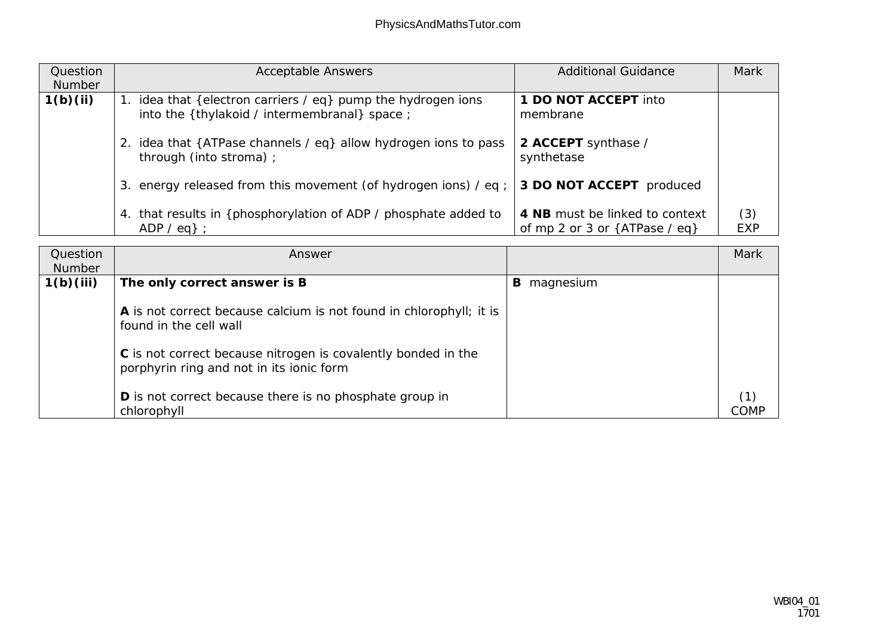| Question Number | Acceptable Answers | Additional Guidance | Mark |
|---|---|---|---|
| **1(b)(ii)** | 1. idea that {electron carriers / eq} pump the hydrogen ions into the {thylakoid / intermembranal} space ;<br><br>2. idea that {ATPase channels / eq} allow hydrogen ions to pass through (into stroma) ;<br><br>3. energy released from this movement (of hydrogen ions) / eq ;<br><br>4. that results in {phosphorylation of ADP / phosphate added to ADP / eq} ; | **1 DO NOT ACCEPT** into membrane<br><br>**2 ACCEPT** synthase / synthetase<br><br>**3 DO NOT ACCEPT** produced<br><br>**4 NB** must be linked to context of mp 2 or 3 or {ATPase / eq} | (3) EXP |

| Question Number | Answer | | Mark |
|---|---|---|---|
| **1(b)(iii)** | **The only correct answer is B**<br><br>**A** is not correct because calcium is not found in chlorophyll; it is found in the cell wall<br><br>**C** is not correct because nitrogen is covalently bonded in the porphyrin ring and not in its ionic form<br><br>**D** is not correct because there is no phosphate group in chlorophyll | **B** magnesium | (1) COMP |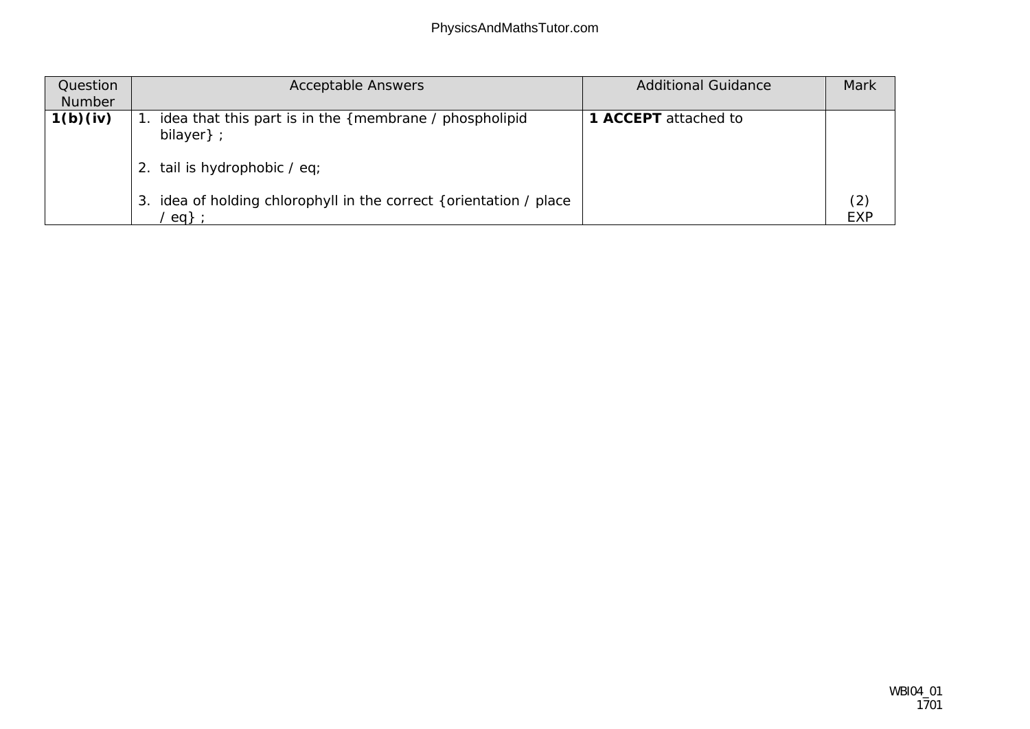| Question Number | Acceptable Answers | Additional Guidance | Mark |
|---|---|---|---|
| **1(b)(iv)** | 1. idea that this part is in the {membrane / phospholipid bilayer} ;<br><br>2. tail is hydrophobic / eq;<br><br>3. idea of holding chlorophyll in the correct {orientation / place / eq} ; | **1 ACCEPT** attached to | (2) EXP |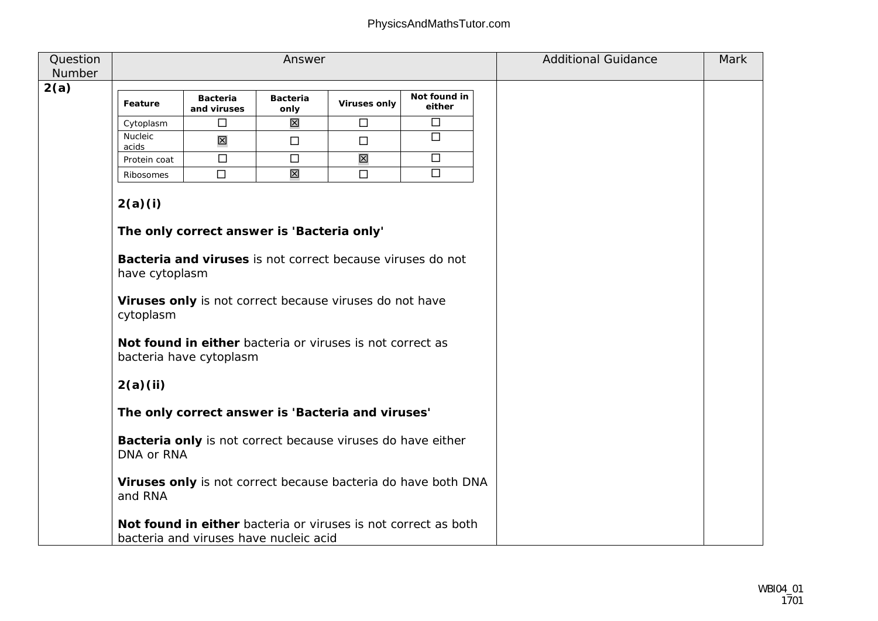| Question Number | Answer | Additional Guidance | Mark |
|---|---|---|---|
| 2(a) | (see below) | | |

| Feature | Bacteria and viruses | Bacteria only | Viruses only | Not found in either |
|---|---|---|---|---|
| Cytoplasm | ☐ | ☒ | ☐ | ☐ |
| Nucleic acids | ☒ | ☐ | ☐ | ☐ |
| Protein coat | ☐ | ☐ | ☒ | ☐ |
| Ribosomes | ☐ | ☒ | ☐ | ☐ |

**2(a)(i)**

**The only correct answer is 'Bacteria only'**

**Bacteria and viruses** is not correct because viruses do not have cytoplasm

**Viruses only** is not correct because viruses do not have cytoplasm

**Not found in either** bacteria or viruses is not correct as bacteria have cytoplasm

**2(a)(ii)**

**The only correct answer is 'Bacteria and viruses'**

**Bacteria only** is not correct because viruses do have either DNA or RNA

**Viruses only** is not correct because bacteria do have both DNA and RNA

**Not found in either** bacteria or viruses is not correct as both bacteria and viruses have nucleic acid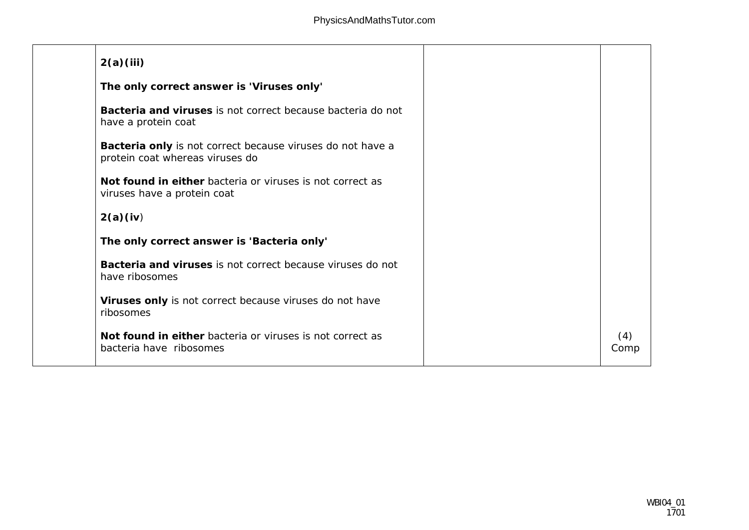| | | | |
|---|---|---|---|
| | **2(a)(iii)**<br><br>**The only correct answer is 'Viruses only'**<br><br>**Bacteria and viruses** is not correct because bacteria do not have a protein coat<br><br>**Bacteria only** is not correct because viruses do not have a protein coat whereas viruses do<br><br>**Not found in either** bacteria or viruses is not correct as viruses have a protein coat<br><br>**2(a)(iv**)<br><br>**The only correct answer is 'Bacteria only'**<br><br>**Bacteria and viruses** is not correct because viruses do not have ribosomes<br><br>**Viruses only** is not correct because viruses do not have ribosomes<br><br>**Not found in either** bacteria or viruses is not correct as bacteria have ribosomes | | (4)<br>Comp |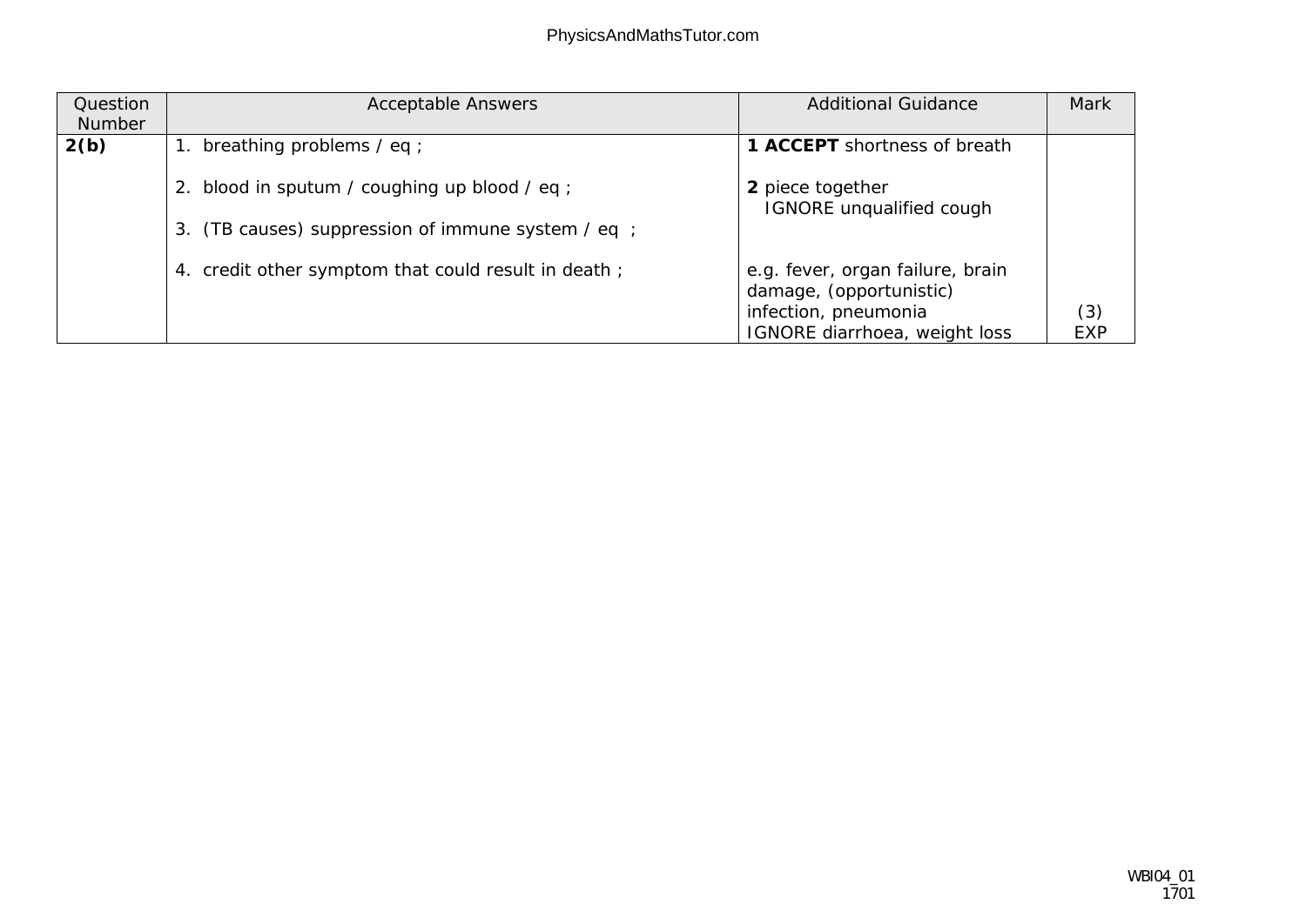| Question Number | Acceptable Answers | Additional Guidance | Mark |
|---|---|---|---|
| **2(b)** | 1. breathing problems / eq ;<br><br>2. blood in sputum / coughing up blood / eq ;<br><br>3. (TB causes) suppression of immune system / eq ;<br><br>4. credit other symptom that could result in death ; | **1 ACCEPT** shortness of breath<br><br>**2** piece together<br>IGNORE unqualified cough<br><br>e.g. fever, organ failure, brain damage, (opportunistic) infection, pneumonia<br>IGNORE diarrhoea, weight loss | (3)<br>EXP |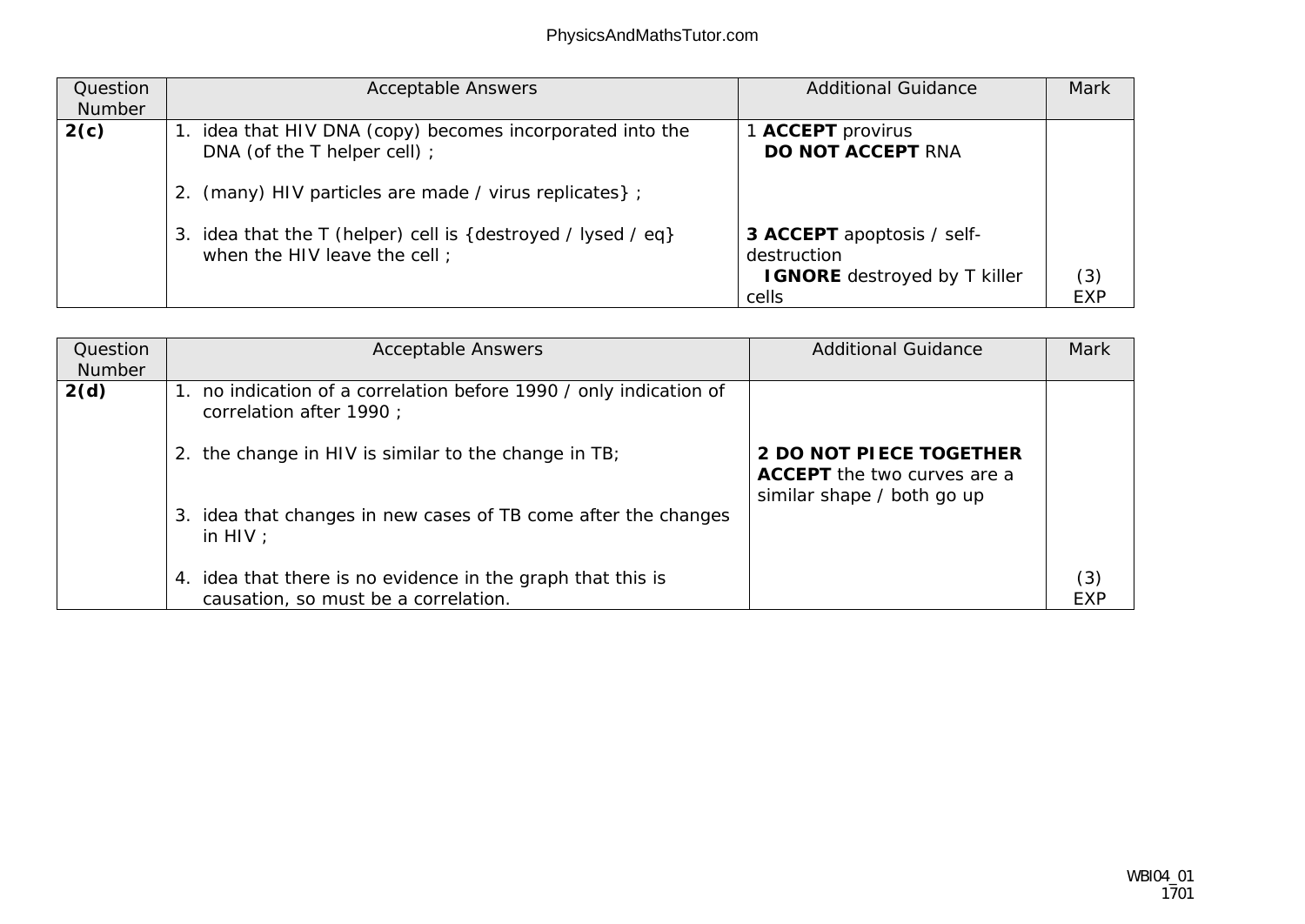| Question Number | Acceptable Answers | Additional Guidance | Mark |
|---|---|---|---|
| **2(c)** | 1. idea that HIV DNA (copy) becomes incorporated into the DNA (of the T helper cell) ;<br><br>2. (many) HIV particles are made / virus replicates} ;<br><br>3. idea that the T (helper) cell is {destroyed / lysed / eq} when the HIV leave the cell ; | 1 **ACCEPT** provirus<br>**DO NOT ACCEPT** RNA<br><br>3 **ACCEPT** apoptosis / self-destruction<br>**IGNORE** destroyed by T killer cells | (3)<br>EXP |

| Question Number | Acceptable Answers | Additional Guidance | Mark |
|---|---|---|---|
| **2(d)** | 1. no indication of a correlation before 1990 / only indication of correlation after 1990 ;<br><br>2. the change in HIV is similar to the change in TB;<br><br>3. idea that changes in new cases of TB come after the changes in HIV ;<br><br>4. idea that there is no evidence in the graph that this is causation, so must be a correlation. | **2 DO NOT PIECE TOGETHER**<br>**ACCEPT** the two curves are a similar shape / both go up | (3)<br>EXP |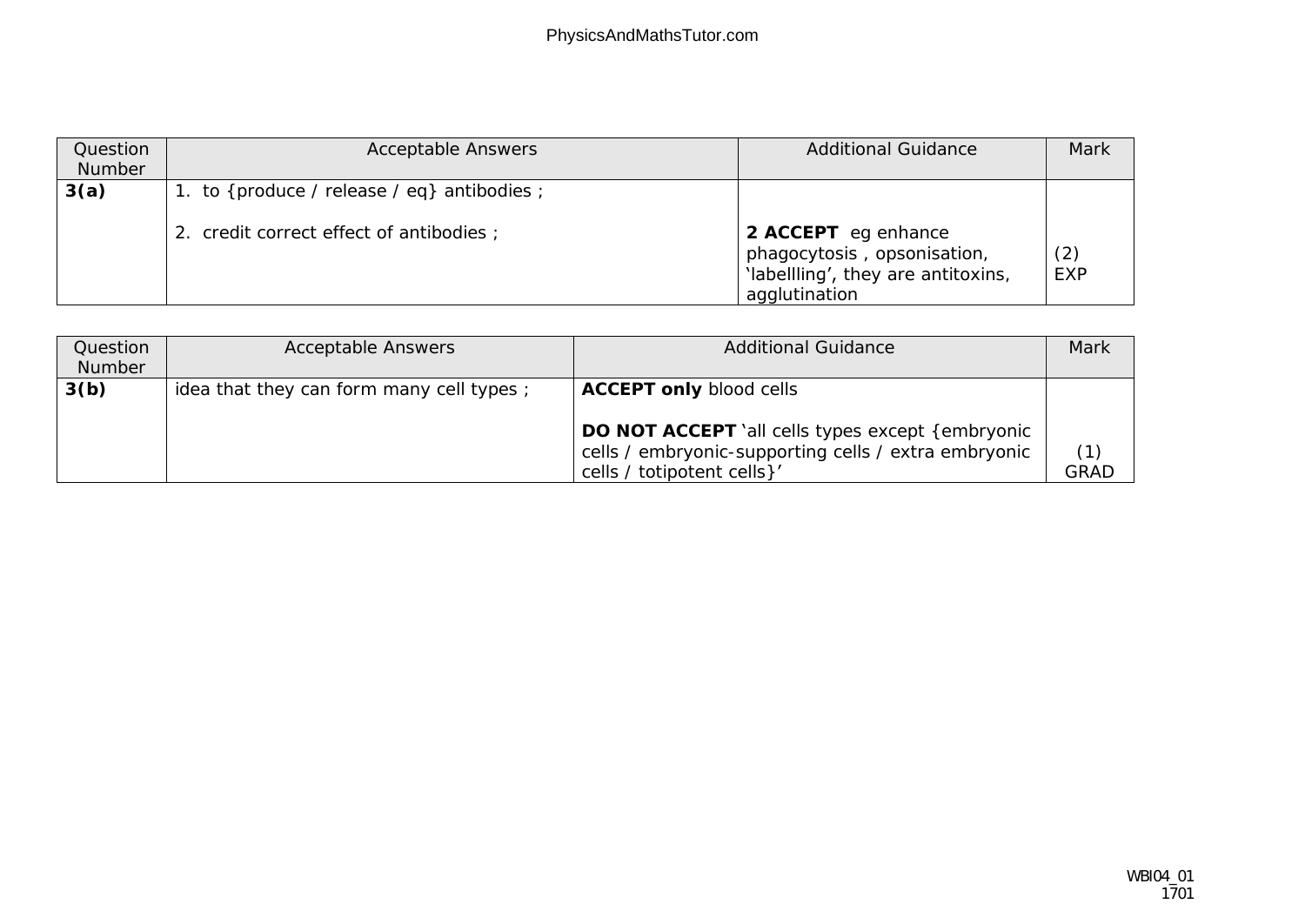| Question Number | Acceptable Answers | Additional Guidance | Mark |
|---|---|---|---|
| **3(a)** | 1. to {produce / release / eq} antibodies ;<br><br>2. credit correct effect of antibodies ; | **2 ACCEPT** eg enhance phagocytosis , opsonisation, 'labellling', they are antitoxins, agglutination | (2)<br>EXP |

| Question Number | Acceptable Answers | Additional Guidance | Mark |
|---|---|---|---|
| **3(b)** | idea that they can form many cell types ; | **ACCEPT only** blood cells<br><br>**DO NOT ACCEPT** 'all cells types except {embryonic cells / embryonic-supporting cells / extra embryonic cells / totipotent cells}' | (1)<br>GRAD |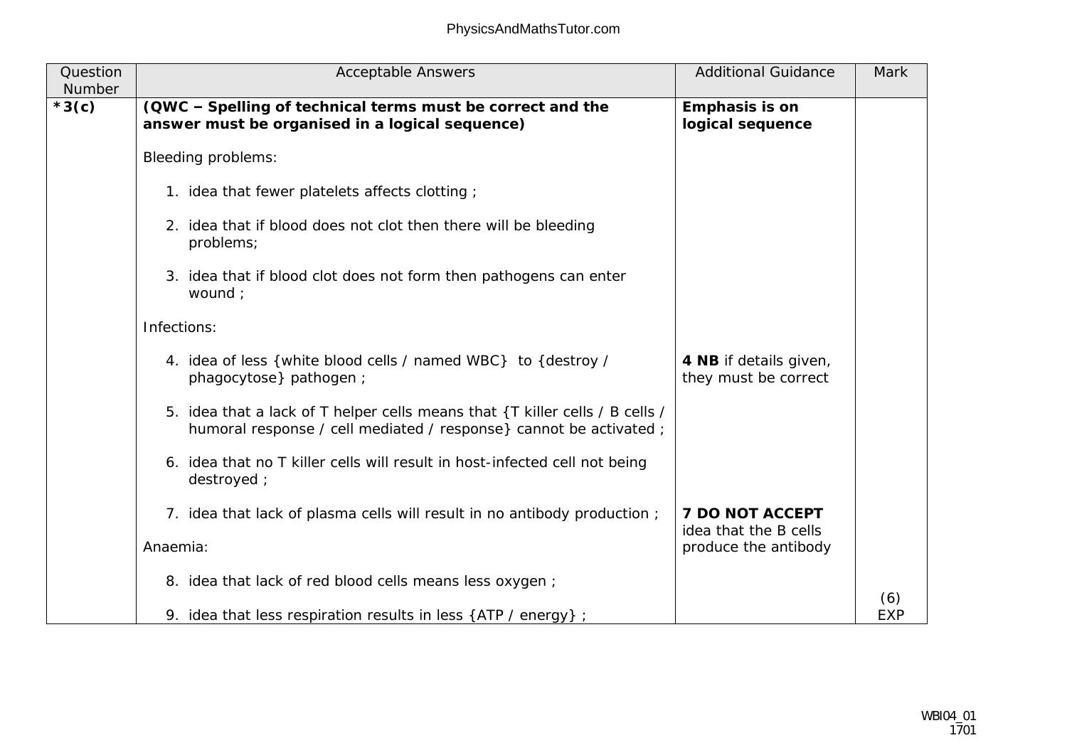| Question Number | Acceptable Answers | Additional Guidance | Mark |
|---|---|---|---|
| *3(c) | **(QWC – Spelling of technical terms must be correct and the answer must be organised in a logical sequence)**<br><br>Bleeding problems:<br><br>1. idea that fewer platelets affects clotting ;<br><br>2. idea that if blood does not clot then there will be bleeding problems;<br><br>3. idea that if blood clot does not form then pathogens can enter wound ;<br><br>Infections:<br><br>4. idea of less {white blood cells / named WBC} to {destroy / phagocytose} pathogen ;<br><br>5. idea that a lack of T helper cells means that {T killer cells / B cells / humoral response / cell mediated / response} cannot be activated ;<br><br>6. idea that no T killer cells will result in host-infected cell not being destroyed ;<br><br>7. idea that lack of plasma cells will result in no antibody production ;<br><br>Anaemia:<br><br>8. idea that lack of red blood cells means less oxygen ;<br><br>9. idea that less respiration results in less {ATP / energy} ; | **Emphasis is on logical sequence**<br><br>**4 NB** if details given, they must be correct<br><br>**7 DO NOT ACCEPT** idea that the B cells produce the antibody | (6) EXP |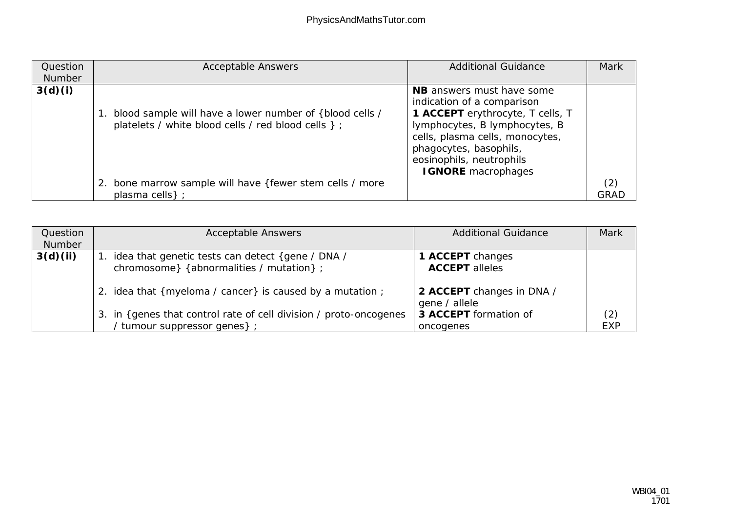| Question Number | Acceptable Answers | Additional Guidance | Mark |
|---|---|---|---|
| **3(d)(i)** | 1. blood sample will have a lower number of {blood cells / platelets / white blood cells / red blood cells } ;<br><br>2. bone marrow sample will have {fewer stem cells / more plasma cells} ; | **NB** answers must have some indication of a comparison<br>**1 ACCEPT** erythrocyte, T cells, T lymphocytes, B lymphocytes, B cells, plasma cells, monocytes, phagocytes, basophils, eosinophils, neutrophils<br>**IGNORE** macrophages | (2)<br>GRAD |

| Question Number | Acceptable Answers | Additional Guidance | Mark |
|---|---|---|---|
| **3(d)(ii)** | 1. idea that genetic tests can detect {gene / DNA / chromosome} {abnormalities / mutation} ;<br><br>2. idea that {myeloma / cancer} is caused by a mutation ;<br><br>3. in {genes that control rate of cell division / proto-oncogenes / tumour suppressor genes} ; | **1 ACCEPT** changes<br>**ACCEPT** alleles<br><br>**2 ACCEPT** changes in DNA / gene / allele<br>**3 ACCEPT** formation of oncogenes | (2)<br>EXP |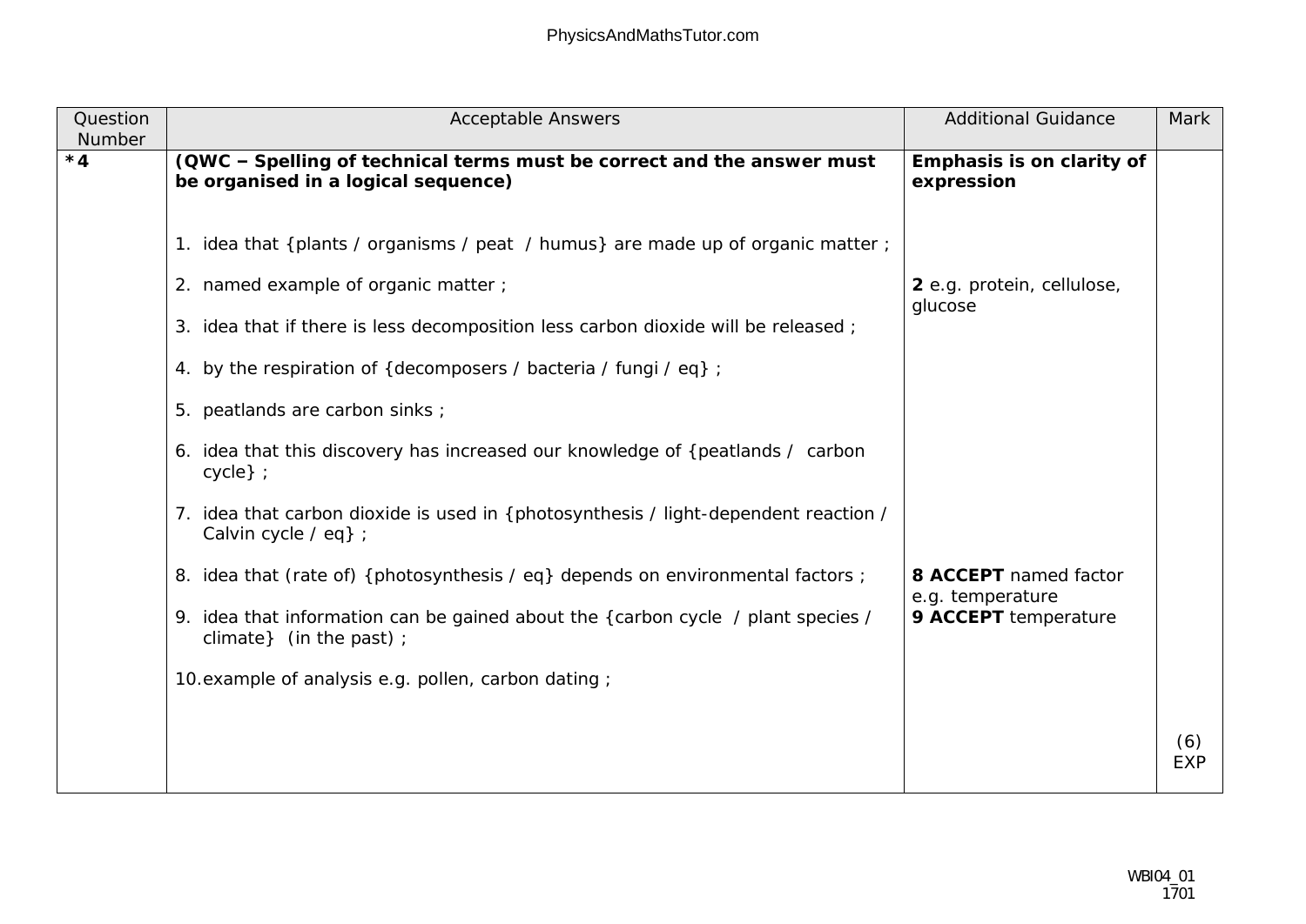| Question Number | Acceptable Answers | Additional Guidance | Mark |
|---|---|---|---|
| *4 | **(QWC – Spelling of technical terms must be correct and the answer must be organised in a logical sequence)**<br><br>1. idea that {plants / organisms / peat / humus} are made up of organic matter ;<br><br>2. named example of organic matter ;<br><br>3. idea that if there is less decomposition less carbon dioxide will be released ;<br><br>4. by the respiration of {decomposers / bacteria / fungi / eq} ;<br><br>5. peatlands are carbon sinks ;<br><br>6. idea that this discovery has increased our knowledge of {peatlands / carbon cycle} ;<br><br>7. idea that carbon dioxide is used in {photosynthesis / light-dependent reaction / Calvin cycle / eq} ;<br><br>8. idea that (rate of) {photosynthesis / eq} depends on environmental factors ;<br><br>9. idea that information can be gained about the {carbon cycle / plant species / climate} (in the past) ;<br><br>10. example of analysis e.g. pollen, carbon dating ; | **Emphasis is on clarity of expression**<br><br>**2** e.g. protein, cellulose, glucose<br><br>**8 ACCEPT** named factor e.g. temperature<br>**9 ACCEPT** temperature | (6) EXP |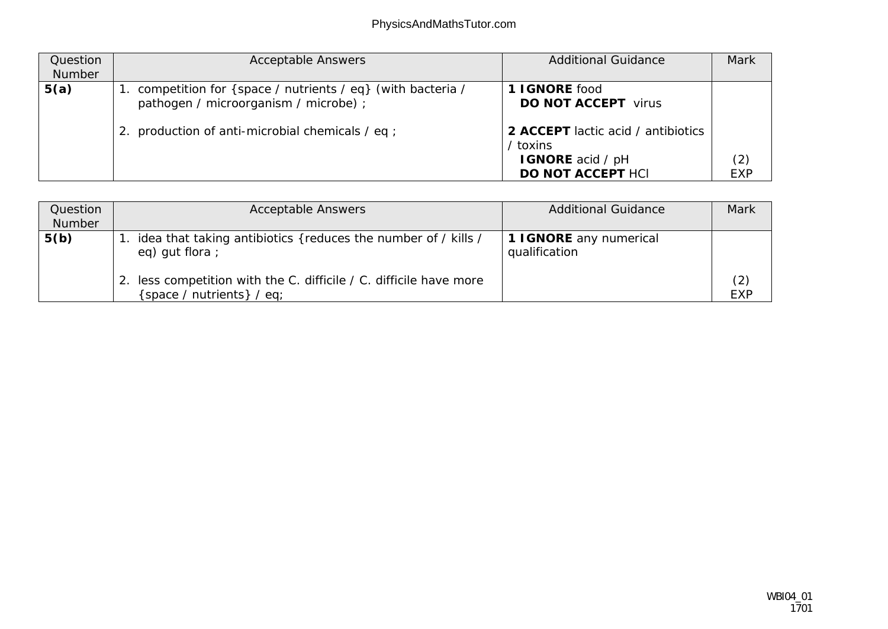| Question Number | Acceptable Answers | Additional Guidance | Mark |
|---|---|---|---|
| **5(a)** | 1. competition for {space / nutrients / eq} (with bacteria / pathogen / microorganism / microbe) ;<br><br>2. production of anti-microbial chemicals / eq ; | **1 IGNORE** food<br>**DO NOT ACCEPT** virus<br><br>**2 ACCEPT** lactic acid / antibiotics / toxins<br>**IGNORE** acid / pH<br>**DO NOT ACCEPT** HCl | (2)<br>EXP |

| Question Number | Acceptable Answers | Additional Guidance | Mark |
|---|---|---|---|
| **5(b)** | 1. idea that taking antibiotics {reduces the number of / kills / eq) gut flora ;<br><br>2. less competition with the C. difficile / C. difficile have more {space / nutrients} / eq; | **1 IGNORE** any numerical qualification | (2)<br>EXP |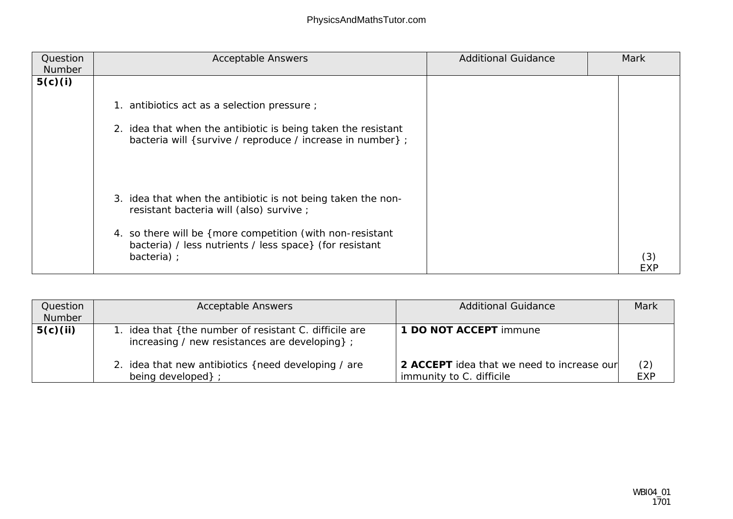| Question Number | Acceptable Answers | Additional Guidance | Mark |
| --- | --- | --- | --- |
| **5(c)(i)** | 1. antibiotics act as a selection pressure ;<br><br>2. idea that when the antibiotic is being taken the resistant bacteria will {survive / reproduce / increase in number} ;<br><br>3. idea that when the antibiotic is not being taken the non-resistant bacteria will (also) survive ;<br><br>4. so there will be {more competition (with non-resistant bacteria) / less nutrients / less space} (for resistant bacteria) ; | | (3)<br>EXP |

| Question Number | Acceptable Answers | Additional Guidance | Mark |
| --- | --- | --- | --- |
| **5(c)(ii)** | 1. idea that {the number of resistant C. difficile are increasing / new resistances are developing} ;<br><br>2. idea that new antibiotics {need developing / are being developed} ; | **1 DO NOT ACCEPT** immune<br><br>**2 ACCEPT** idea that we need to increase our immunity to C. difficile | (2)<br>EXP |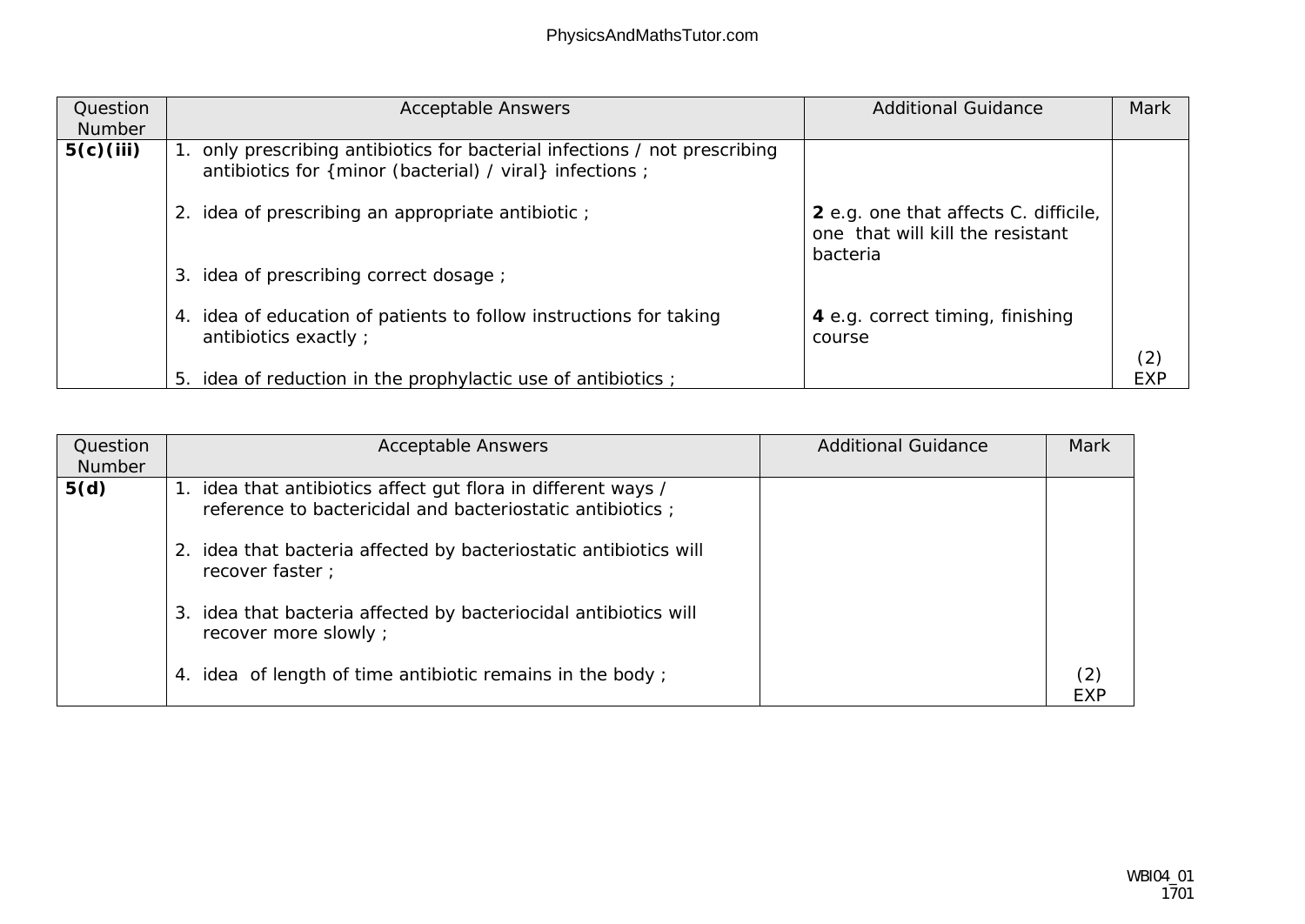| Question Number | Acceptable Answers | Additional Guidance | Mark |
|---|---|---|---|
| **5(c)(iii)** | 1. only prescribing antibiotics for bacterial infections / not prescribing antibiotics for {minor (bacterial) / viral} infections ;<br><br>2. idea of prescribing an appropriate antibiotic ;<br><br>3. idea of prescribing correct dosage ;<br><br>4. idea of education of patients to follow instructions for taking antibiotics exactly ;<br><br>5. idea of reduction in the prophylactic use of antibiotics ; | **2** e.g. one that affects C. difficile, one that will kill the resistant bacteria<br><br>**4** e.g. correct timing, finishing course | (2) EXP |

| Question Number | Acceptable Answers | Additional Guidance | Mark |
|---|---|---|---|
| **5(d)** | 1. idea that antibiotics affect gut flora in different ways / reference to bactericidal and bacteriostatic antibiotics ;<br><br>2. idea that bacteria affected by bacteriostatic antibiotics will recover faster ;<br><br>3. idea that bacteria affected by bacteriocidal antibiotics will recover more slowly ;<br><br>4. idea of length of time antibiotic remains in the body ; | | (2) EXP |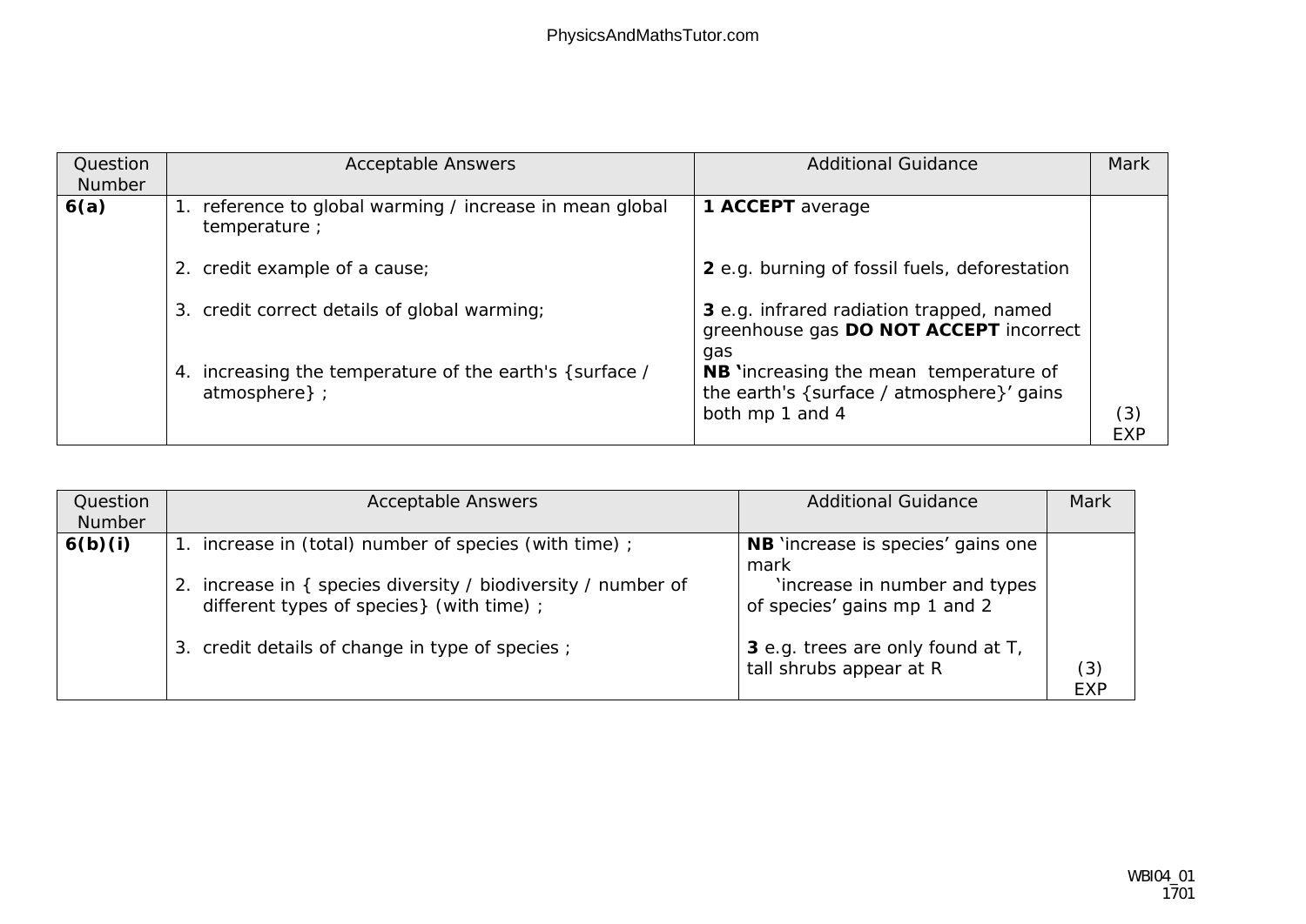| Question Number | Acceptable Answers | Additional Guidance | Mark |
|---|---|---|---|
| **6(a)** | 1. reference to global warming / increase in mean global temperature ;<br><br>2. credit example of a cause;<br><br>3. credit correct details of global warming;<br><br>4. increasing the temperature of the earth's {surface / atmosphere} ; | **1 ACCEPT** average<br><br>**2** e.g. burning of fossil fuels, deforestation<br><br>**3** e.g. infrared radiation trapped, named greenhouse gas **DO NOT ACCEPT** incorrect gas<br>**NB '**increasing the mean temperature of the earth's {surface / atmosphere}' gains both mp 1 and 4 | (3) EXP |

| Question Number | Acceptable Answers | Additional Guidance | Mark |
|---|---|---|---|
| **6(b)(i)** | 1. increase in (total) number of species (with time) ;<br><br>2. increase in { species diversity / biodiversity / number of different types of species} (with time) ;<br><br>3. credit details of change in type of species ; | **NB** 'increase is species' gains one mark<br>'increase in number and types of species' gains mp 1 and 2<br><br>**3** e.g. trees are only found at T, tall shrubs appear at R | (3) EXP |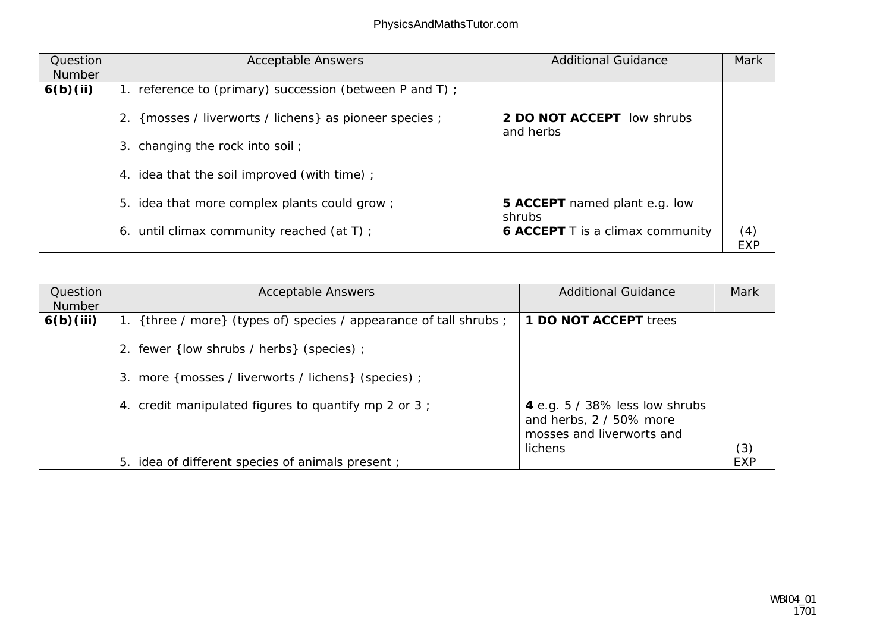| Question Number | Acceptable Answers | Additional Guidance | Mark |
|---|---|---|---|
| **6(b)(ii)** | 1. reference to (primary) succession (between P and T) ;<br><br>2. {mosses / liverworts / lichens} as pioneer species ;<br><br>3. changing the rock into soil ;<br><br>4. idea that the soil improved (with time) ;<br><br>5. idea that more complex plants could grow ;<br><br>6. until climax community reached (at T) ; | **2 DO NOT ACCEPT** low shrubs and herbs<br><br>**5 ACCEPT** named plant e.g. low shrubs<br>**6 ACCEPT** T is a climax community | (4)<br>EXP |

| Question Number | Acceptable Answers | Additional Guidance | Mark |
|---|---|---|---|
| **6(b)(iii)** | 1. {three / more} (types of) species / appearance of tall shrubs ;<br><br>2. fewer {low shrubs / herbs} (species) ;<br><br>3. more {mosses / liverworts / lichens} (species) ;<br><br>4. credit manipulated figures to quantify mp 2 or 3 ;<br><br>5. idea of different species of animals present ; | **1 DO NOT ACCEPT** trees<br><br>**4** e.g. 5 / 38% less low shrubs and herbs, 2 / 50% more mosses and liverworts and lichens | (3)<br>EXP |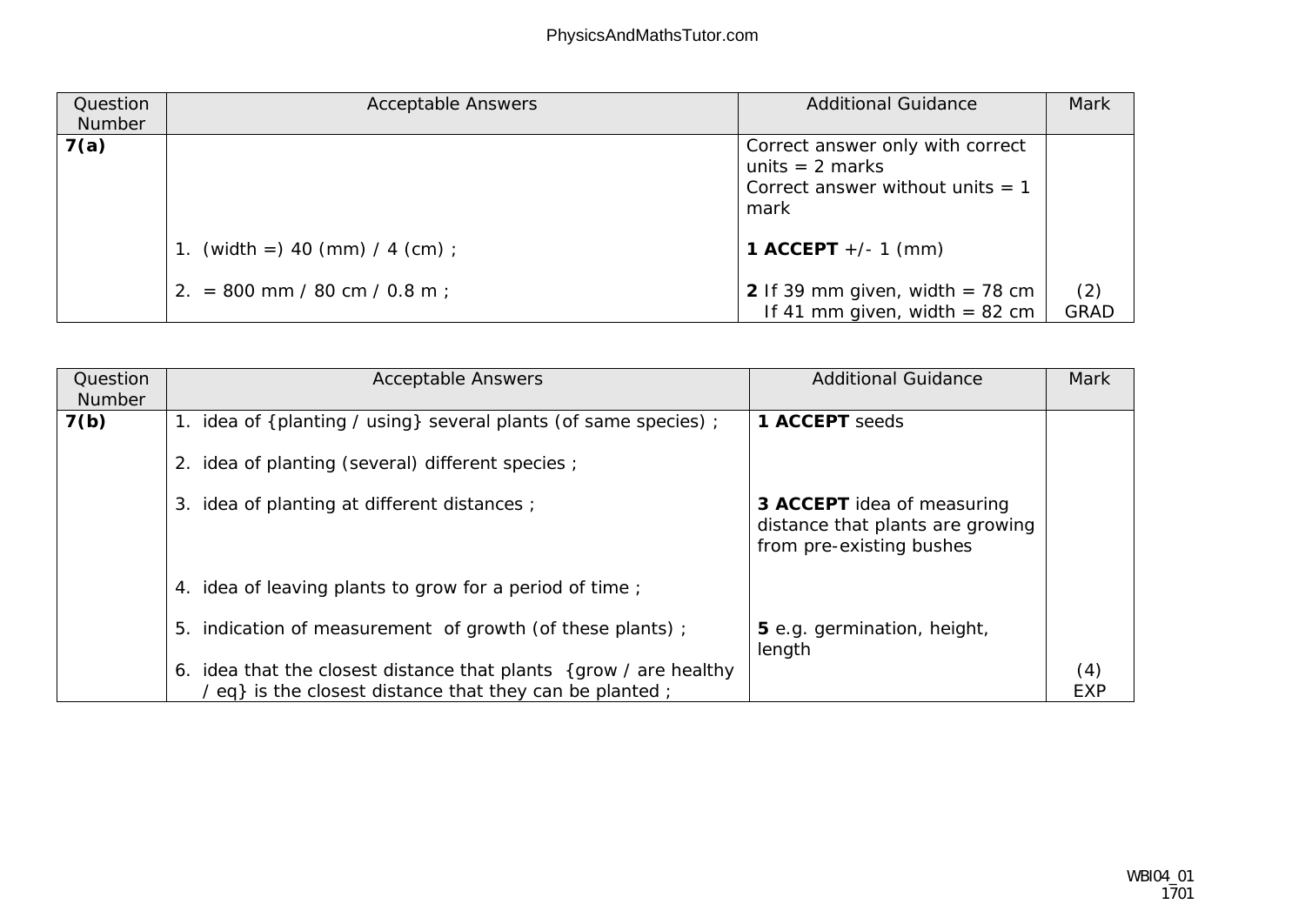| Question Number | Acceptable Answers | Additional Guidance | Mark |
|---|---|---|---|
| **7(a)** | | Correct answer only with correct units = 2 marks<br>Correct answer without units = 1 mark | |
| | 1. (width =) 40 (mm) / 4 (cm) ; | **1 ACCEPT** +/- 1 (mm) | |
| | 2. = 800 mm / 80 cm / 0.8 m ; | **2** If 39 mm given, width = 78 cm<br>If 41 mm given, width = 82 cm | (2)<br>GRAD |

| Question Number | Acceptable Answers | Additional Guidance | Mark |
|---|---|---|---|
| **7(b)** | 1. idea of {planting / using} several plants (of same species) ; | **1 ACCEPT** seeds | |
| | 2. idea of planting (several) different species ; | | |
| | 3. idea of planting at different distances ; | **3 ACCEPT** idea of measuring distance that plants are growing from pre-existing bushes | |
| | 4. idea of leaving plants to grow for a period of time ; | | |
| | 5. indication of measurement of growth (of these plants) ; | **5** e.g. germination, height, length | |
| | 6. idea that the closest distance that plants {grow / are healthy / eq} is the closest distance that they can be planted ; | | (4)<br>EXP |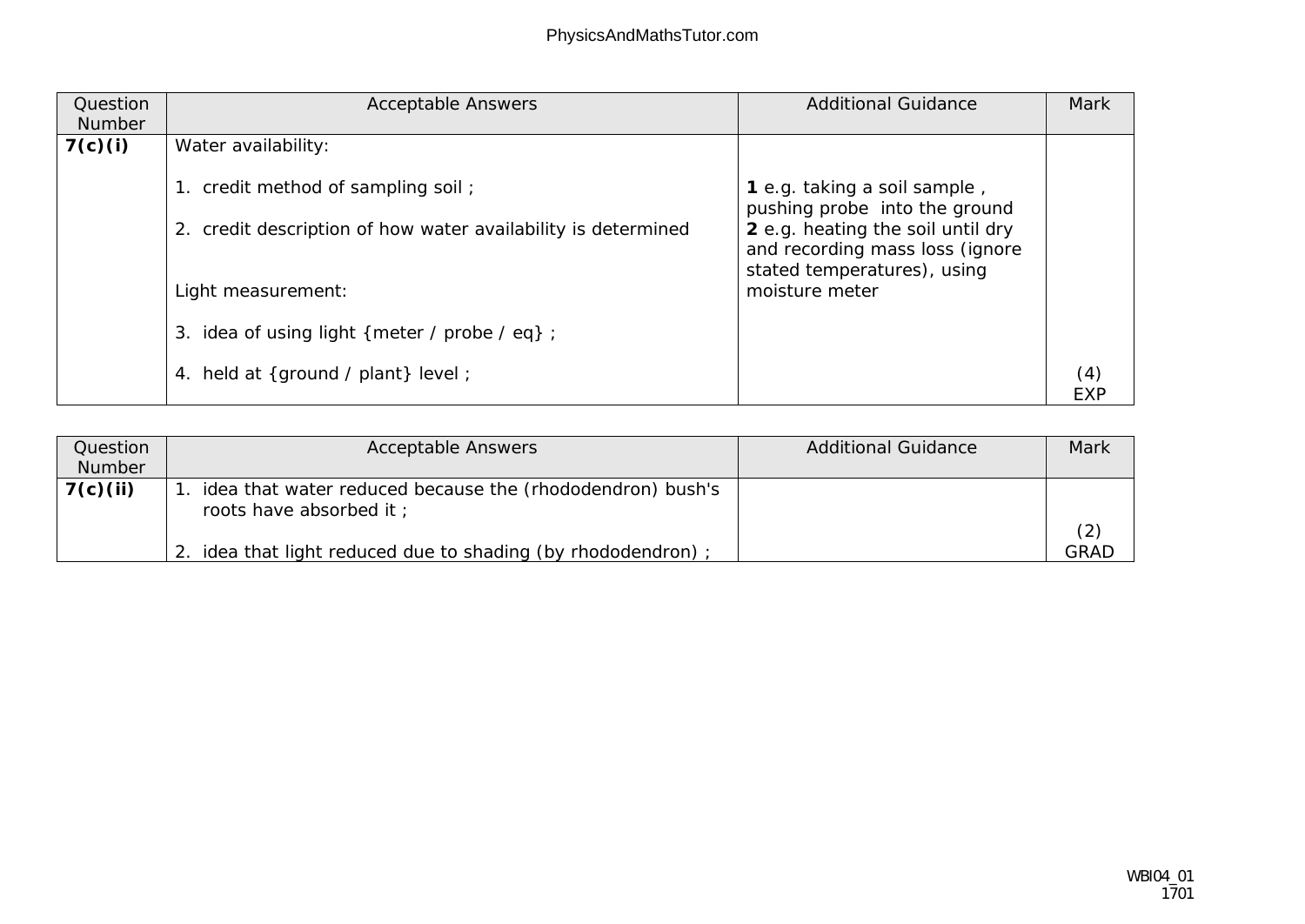| Question Number | Acceptable Answers | Additional Guidance | Mark |
|---|---|---|---|
| **7(c)(i)** | Water availability:<br><br>1. credit method of sampling soil ;<br><br>2. credit description of how water availability is determined<br><br>Light measurement:<br><br>3. idea of using light {meter / probe / eq} ;<br><br>4. held at {ground / plant} level ; | **1** e.g. taking a soil sample , pushing probe into the ground<br>**2** e.g. heating the soil until dry and recording mass loss (ignore stated temperatures), using moisture meter | (4)<br>EXP |

| Question Number | Acceptable Answers | Additional Guidance | Mark |
|---|---|---|---|
| **7(c)(ii)** | 1. idea that water reduced because the (rhododendron) bush's roots have absorbed it ;<br><br>2. idea that light reduced due to shading (by rhododendron) ; | | (2)<br>GRAD |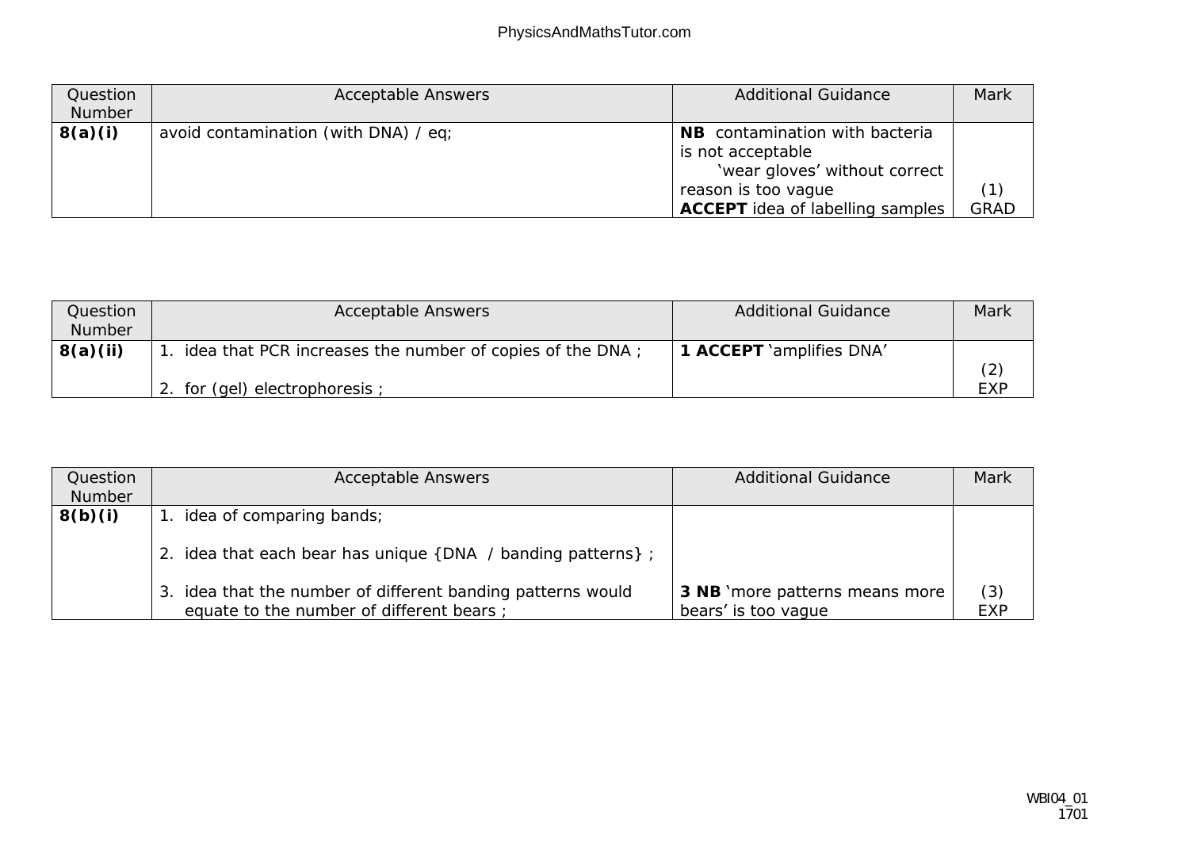| Question Number | Acceptable Answers | Additional Guidance | Mark |
|---|---|---|---|
| **8(a)(i)** | avoid contamination (with DNA) / eq; | **NB** contamination with bacteria is not acceptable<br>'wear gloves' without correct reason is too vague<br>**ACCEPT** idea of labelling samples | (1)<br>GRAD |

| Question Number | Acceptable Answers | Additional Guidance | Mark |
|---|---|---|---|
| **8(a)(ii)** | 1. idea that PCR increases the number of copies of the DNA ;<br><br>2. for (gel) electrophoresis ; | **1 ACCEPT** 'amplifies DNA' | (2)<br>EXP |

| Question Number | Acceptable Answers | Additional Guidance | Mark |
|---|---|---|---|
| **8(b)(i)** | 1. idea of comparing bands;<br><br>2. idea that each bear has unique {DNA / banding patterns} ;<br><br>3. idea that the number of different banding patterns would equate to the number of different bears ; | **3 NB** 'more patterns means more bears' is too vague | (3)<br>EXP |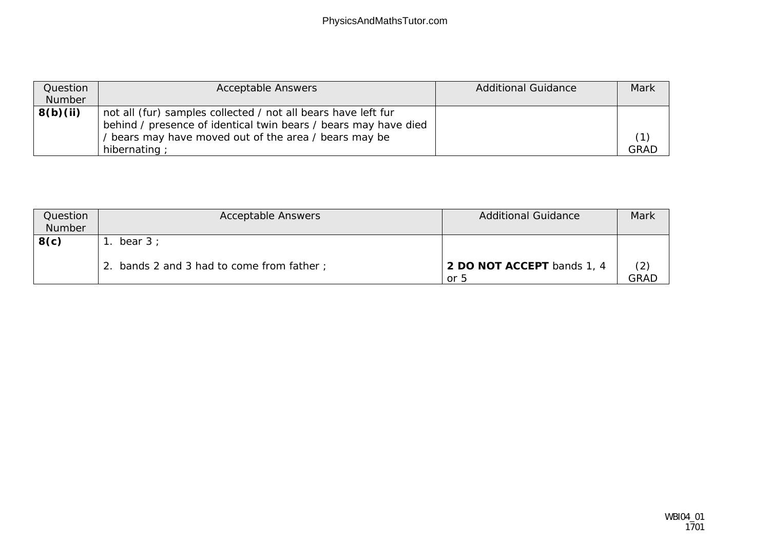| Question Number | Acceptable Answers | Additional Guidance | Mark |
|---|---|---|---|
| **8(b)(ii)** | not all (fur) samples collected / not all bears have left fur behind / presence of identical twin bears / bears may have died / bears may have moved out of the area / bears may be hibernating ; | | (1) GRAD |

| Question Number | Acceptable Answers | Additional Guidance | Mark |
|---|---|---|---|
| **8(c)** | 1. bear 3 ;<br><br>2. bands 2 and 3 had to come from father ; | <br><br>**2 DO NOT ACCEPT** bands 1, 4 or 5 | (2) GRAD |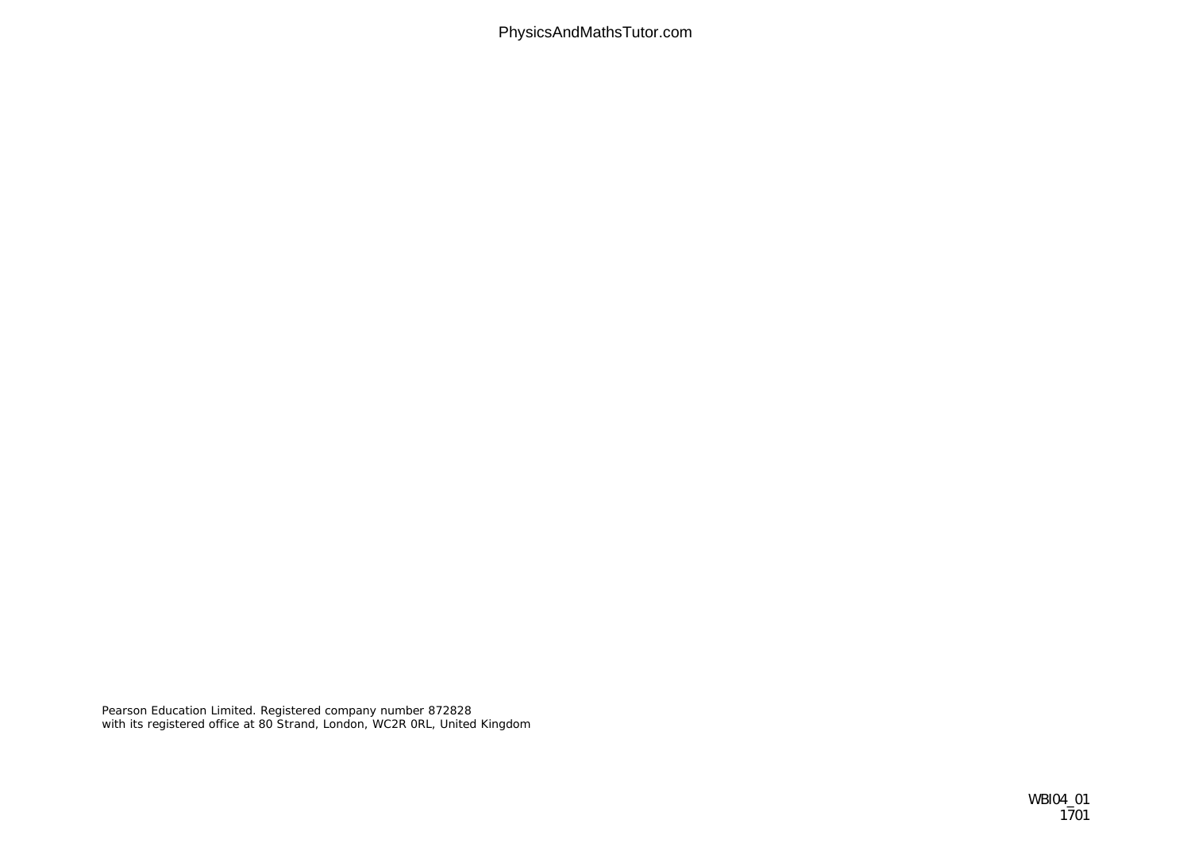Pearson Education Limited. Registered company number 872828
with its registered office at 80 Strand, London, WC2R 0RL, United Kingdom

WBI04_01
1701